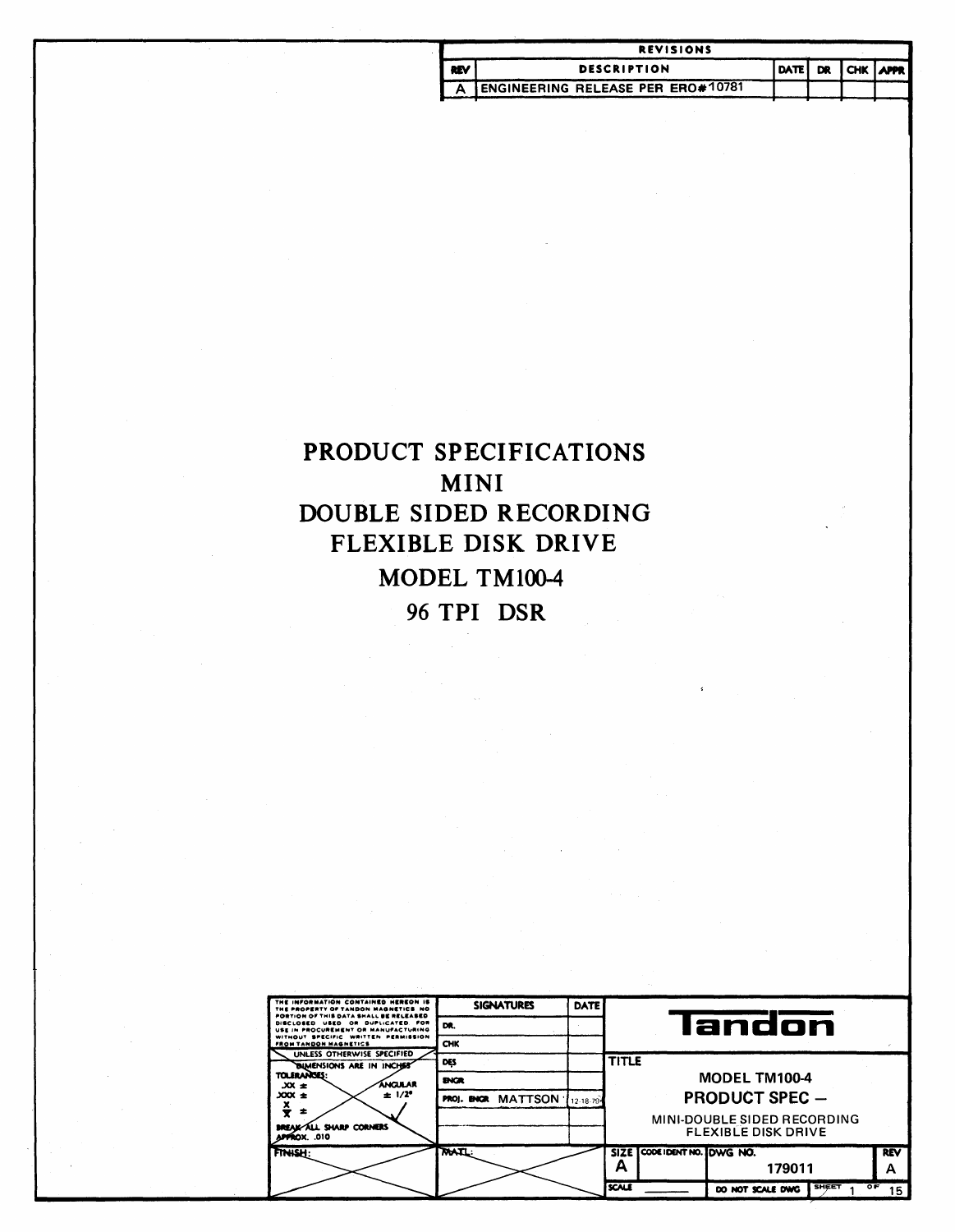| REVISIONS | | | | | |
|---|---|---|---|---|---|
| REV | DESCRIPTION | DATE | DR | CHK | APPR |
| A | ENGINEERING RELEASE PER ERO#10781 | | | | |

# PRODUCT SPECIFICATIONS
# MINI
# DOUBLE SIDED RECORDING
# FLEXIBLE DISK DRIVE
# MODEL TM100-4
# 96 TPI DSR

THE INFORMATION CONTAINED HEREON IS THE PROPERTY OF TANDON MAGNETICS. NO PORTION OF THIS DATA SHALL BE RELEASED, DISCLOSED, USED, OR DUPLICATED FOR USE IN PROCUREMENT OR MANUFACTURING WITHOUT SPECIFIC WRITTEN PERMISSION FROM TANDON MAGNETICS

UNLESS OTHERWISE SPECIFIED DIMENSIONS ARE IN INCHES

TOLERANCES: .XX ± .XXX ± X/X ± ANGULAR ± 1/2°

BREAK ALL SHARP CORNERS APPROX. .010

FINISH:

MATL:

| SIGNATURES | | DATE |
|---|---|---|
| DR. | | |
| CHK | | |
| DES | | |
| ENGR | | |
| PROJ. ENGR | MATTSON | 12-18-79 |

Tandon

TITLE: MODEL TM100-4 PRODUCT SPEC — MINI-DOUBLE SIDED RECORDING FLEXIBLE DISK DRIVE

| SIZE | CODE IDENT NO. | DWG NO. | REV |
|---|---|---|---|
| A | | 179011 | A |

SCALE ______ DO NOT SCALE DWG SHEET 1 OF 15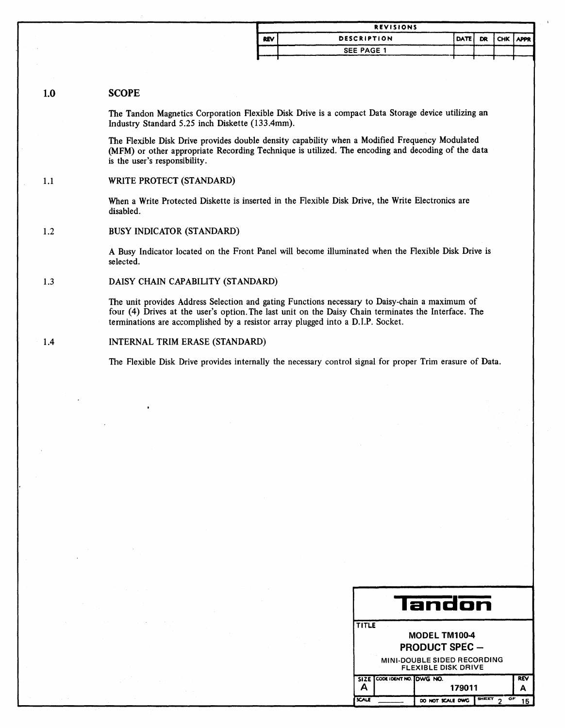| REVISIONS | | | | | |
|---|---|---|---|---|---|
| REV | DESCRIPTION | DATE | DR | CHK | APPR |
| | SEE PAGE 1 | | | | |

## 1.0 SCOPE

The Tandon Magnetics Corporation Flexible Disk Drive is a compact Data Storage device utilizing an Industry Standard 5.25 inch Diskette (133.4mm).

The Flexible Disk Drive provides double density capability when a Modified Frequency Modulated (MFM) or other appropriate Recording Technique is utilized. The encoding and decoding of the data is the user's responsibility.

### 1.1 WRITE PROTECT (STANDARD)

When a Write Protected Diskette is inserted in the Flexible Disk Drive, the Write Electronics are disabled.

### 1.2 BUSY INDICATOR (STANDARD)

A Busy Indicator located on the Front Panel will become illuminated when the Flexible Disk Drive is selected.

### 1.3 DAISY CHAIN CAPABILITY (STANDARD)

The unit provides Address Selection and gating Functions necessary to Daisy-chain a maximum of four (4) Drives at the user's option. The last unit on the Daisy Chain terminates the Interface. The terminations are accomplished by a resistor array plugged into a D.I.P. Socket.

### 1.4 INTERNAL TRIM ERASE (STANDARD)

The Flexible Disk Drive provides internally the necessary control signal for proper Trim erasure of Data.

| Tandon | | | |
|---|---|---|---|
| TITLE: MODEL TM100-4 PRODUCT SPEC – MINI-DOUBLE SIDED RECORDING FLEXIBLE DISK DRIVE | | | |
| SIZE A | CODE IDENT NO. | DWG NO. 179011 | REV A |
| SCALE ______ | DO NOT SCALE DWG | SHEET 2 OF 15 | |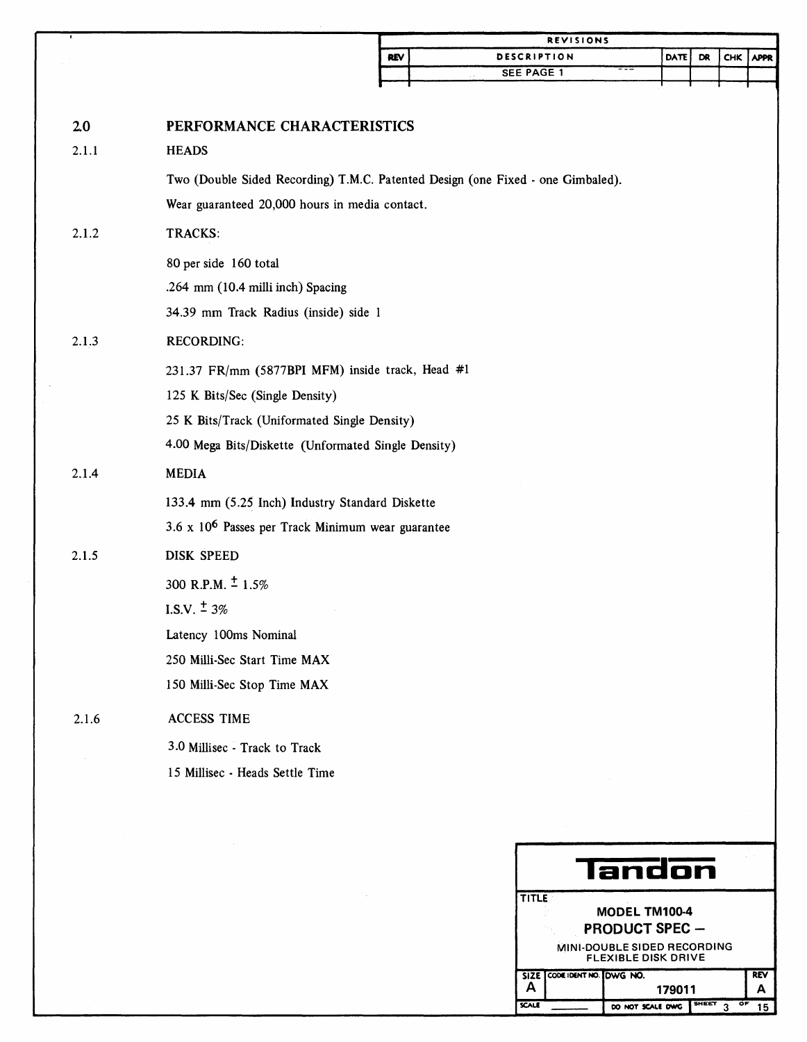## 2.0 PERFORMANCE CHARACTERISTICS

### 2.1.1 HEADS

Two (Double Sided Recording) T.M.C. Patented Design (one Fixed - one Gimbaled).

Wear guaranteed 20,000 hours in media contact.

### 2.1.2 TRACKS:

80 per side 160 total

.264 mm (10.4 milli inch) Spacing

34.39 mm Track Radius (inside) side 1

### 2.1.3 RECORDING:

231.37 FR/mm (5877BPI MFM) inside track, Head #1

125 K Bits/Sec (Single Density)

25 K Bits/Track (Uniformated Single Density)

4.00 Mega Bits/Diskette (Unformated Single Density)

### 2.1.4 MEDIA

133.4 mm (5.25 Inch) Industry Standard Diskette

3.6 x $10^6$ Passes per Track Minimum wear guarantee

### 2.1.5 DISK SPEED

300 R.P.M. $\pm$ 1.5%

I.S.V. $\pm$ 3%

Latency 100ms Nominal

250 Milli-Sec Start Time MAX

150 Milli-Sec Stop Time MAX

### 2.1.6 ACCESS TIME

3.0 Millisec - Track to Track

15 Millisec - Heads Settle Time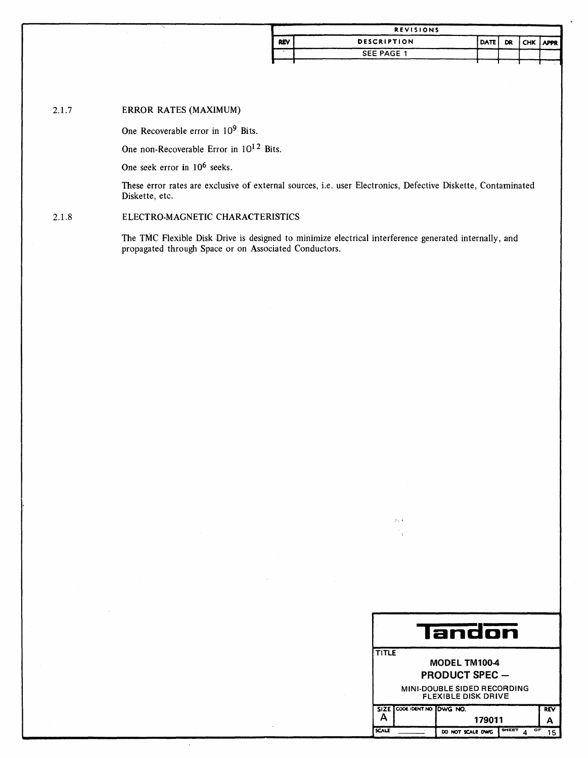### 2.1.7 ERROR RATES (MAXIMUM)

One Recoverable error in $10^9$ Bits.

One non-Recoverable Error in $10^{12}$ Bits.

One seek error in $10^6$ seeks.

These error rates are exclusive of external sources, i.e. user Electronics, Defective Diskette, Contaminated Diskette, etc.

### 2.1.8 ELECTRO-MAGNETIC CHARACTERISTICS

The TMC Flexible Disk Drive is designed to minimize electrical interference generated internally, and propagated through Space or on Associated Conductors.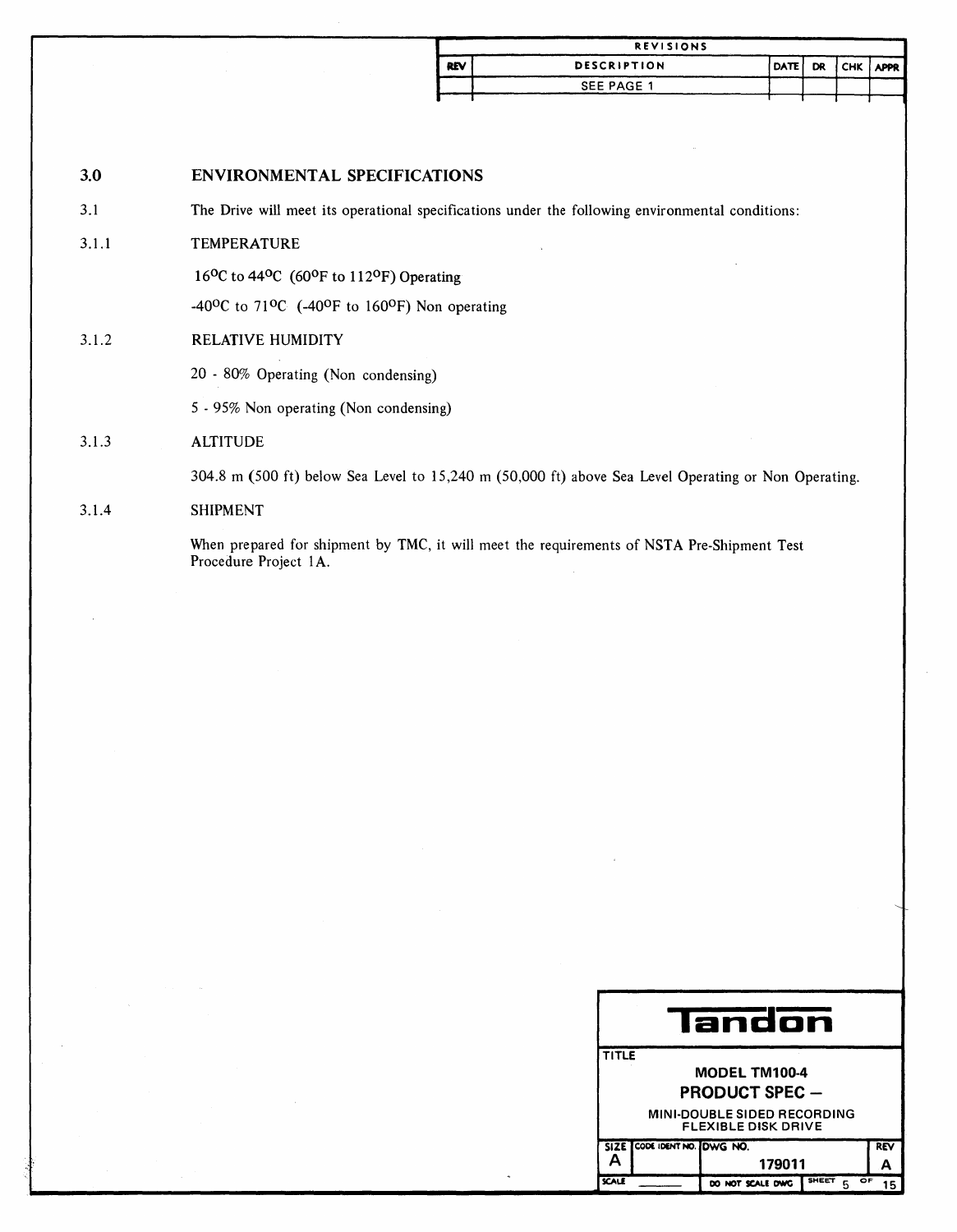## 3.0 ENVIRONMENTAL SPECIFICATIONS

3.1 The Drive will meet its operational specifications under the following environmental conditions:

### 3.1.1 TEMPERATURE

16°C to 44°C (60°F to 112°F) Operating

-40°C to 71°C (-40°F to 160°F) Non operating

### 3.1.2 RELATIVE HUMIDITY

20 - 80% Operating (Non condensing)

5 - 95% Non operating (Non condensing)

### 3.1.3 ALTITUDE

304.8 m (500 ft) below Sea Level to 15,240 m (50,000 ft) above Sea Level Operating or Non Operating.

### 3.1.4 SHIPMENT

When prepared for shipment by TMC, it will meet the requirements of NSTA Pre-Shipment Test Procedure Project 1A.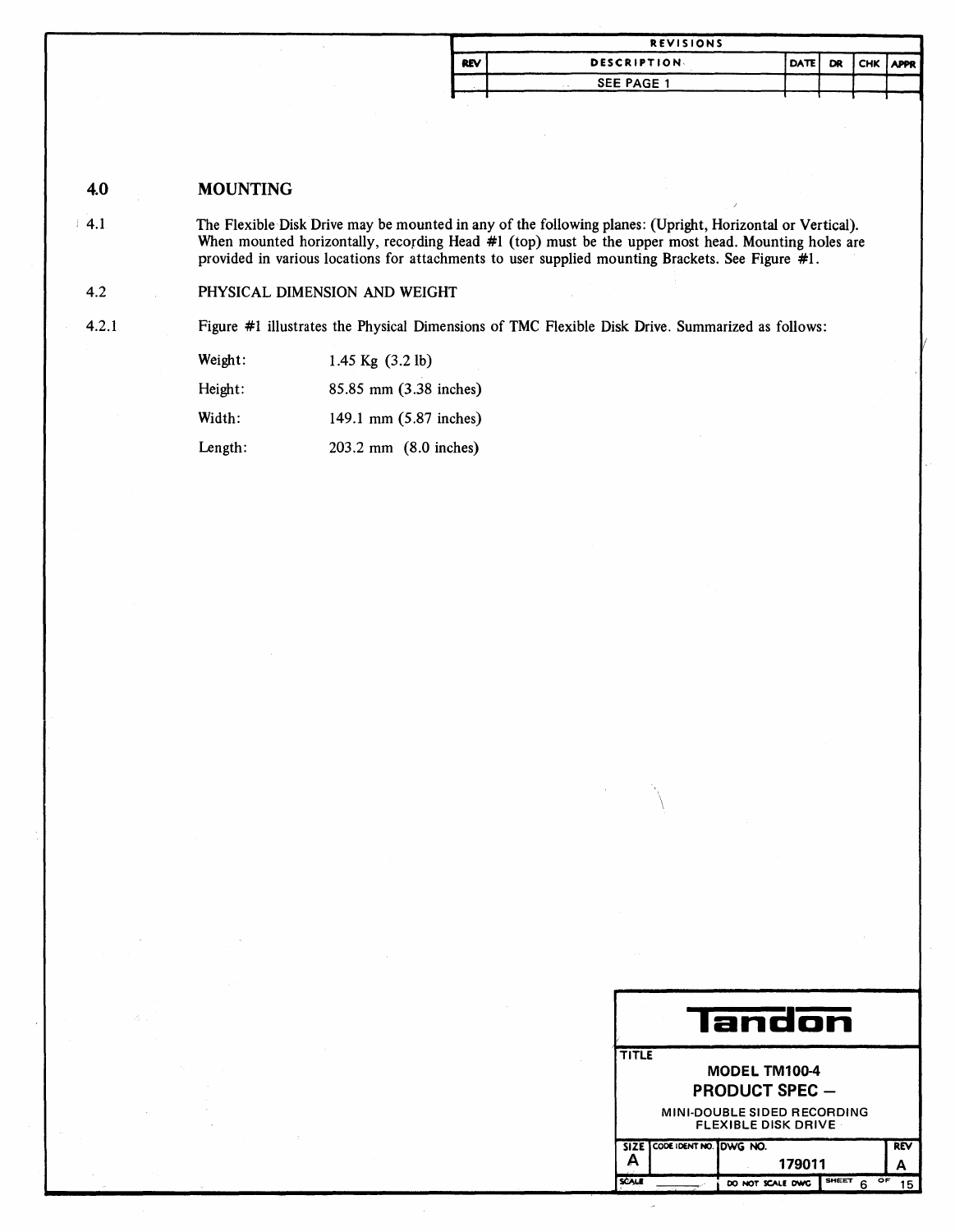## 4.0 MOUNTING

4.1 The Flexible Disk Drive may be mounted in any of the following planes: (Upright, Horizontal or Vertical). When mounted horizontally, recording Head #1 (top) must be the upper most head. Mounting holes are provided in various locations for attachments to user supplied mounting Brackets. See Figure #1.

4.2 PHYSICAL DIMENSION AND WEIGHT

4.2.1 Figure #1 illustrates the Physical Dimensions of TMC Flexible Disk Drive. Summarized as follows:

| | |
|---|---|
| Weight: | 1.45 Kg (3.2 lb) |
| Height: | 85.85 mm (3.38 inches) |
| Width: | 149.1 mm (5.87 inches) |
| Length: | 203.2 mm (8.0 inches) |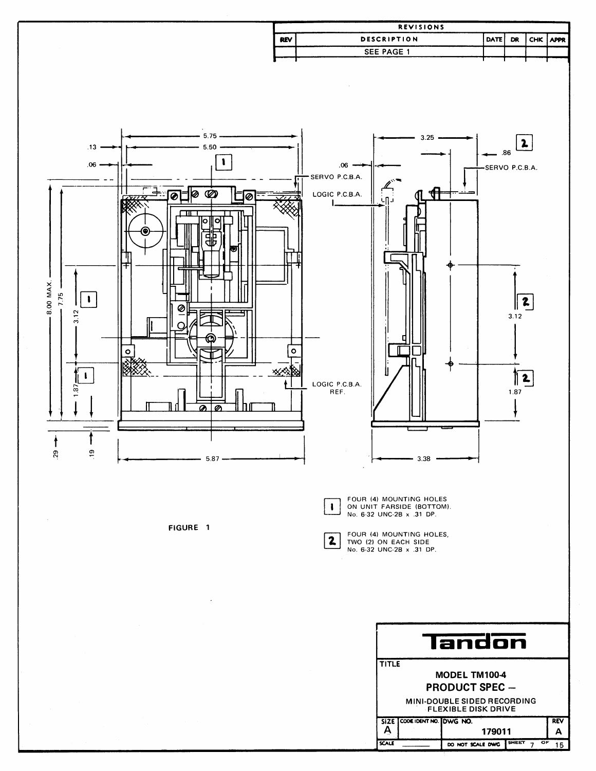| REV | DESCRIPTION | DATE | DR | CHK | APPR |
| --- | --- | --- | --- | --- | --- |
| | SEE PAGE 1 | | | | |

5.75

.13

5.50

.06

SERVO P.C.B.A.

LOGIC P.C.B.A.

8.00 MAX.

7.75

3.12

1.87

LOGIC P.C.B.A. REF.

.29

.19

5.87

3.25

.86

.06

SERVO P.C.B.A.

LOGIC P.C.B.A.

3.12

1.87

3.38

[1] FOUR (4) MOUNTING HOLES ON UNIT FARSIDE (BOTTOM). No. 6-32 UNC-2B x .31 DP.

[2] FOUR (4) MOUNTING HOLES, TWO (2) ON EACH SIDE No. 6-32 UNC-2B x .31 DP.

FIGURE 1

**Tandon**

TITLE

**MODEL TM100-4**
**PRODUCT SPEC –**
MINI-DOUBLE SIDED RECORDING FLEXIBLE DISK DRIVE

| SIZE | CODE IDENT NO. | DWG NO. | REV |
| --- | --- | --- | --- |
| A | | 179011 | A |
| SCALE | | DO NOT SCALE DWG | SHEET 7 OF 15 |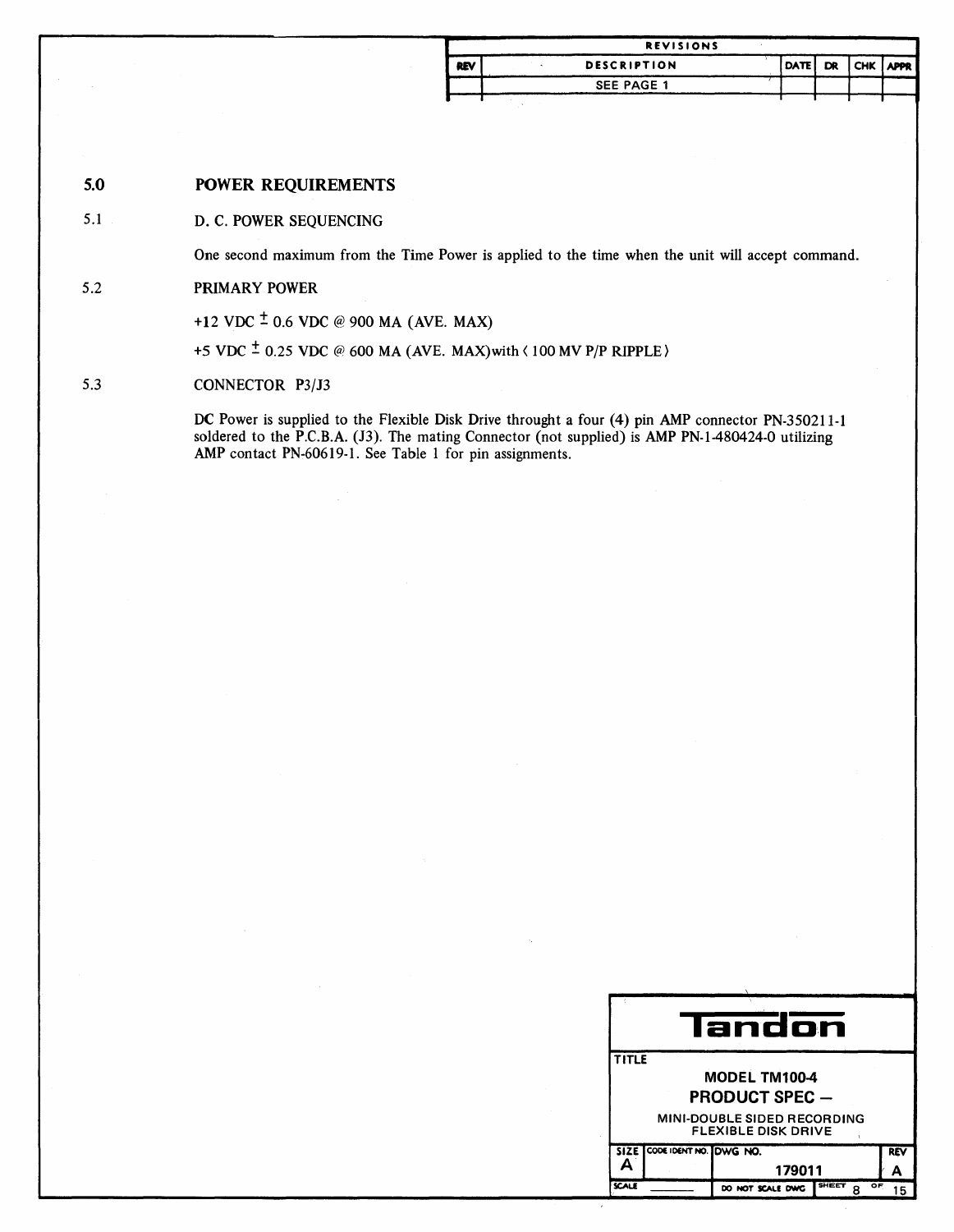## 5.0 POWER REQUIREMENTS

### 5.1 D. C. POWER SEQUENCING

One second maximum from the Time Power is applied to the time when the unit will accept command.

### 5.2 PRIMARY POWER

+12 VDC $\pm$ 0.6 VDC @ 900 MA (AVE. MAX)

+5 VDC $\pm$ 0.25 VDC @ 600 MA (AVE. MAX)with ⟨ 100 MV P/P RIPPLE ⟩

### 5.3 CONNECTOR P3/J3

DC Power is supplied to the Flexible Disk Drive throught a four (4) pin AMP connector PN-350211-1 soldered to the P.C.B.A. (J3). The mating Connector (not supplied) is AMP PN-1-480424-0 utilizing AMP contact PN-60619-1. See Table 1 for pin assignments.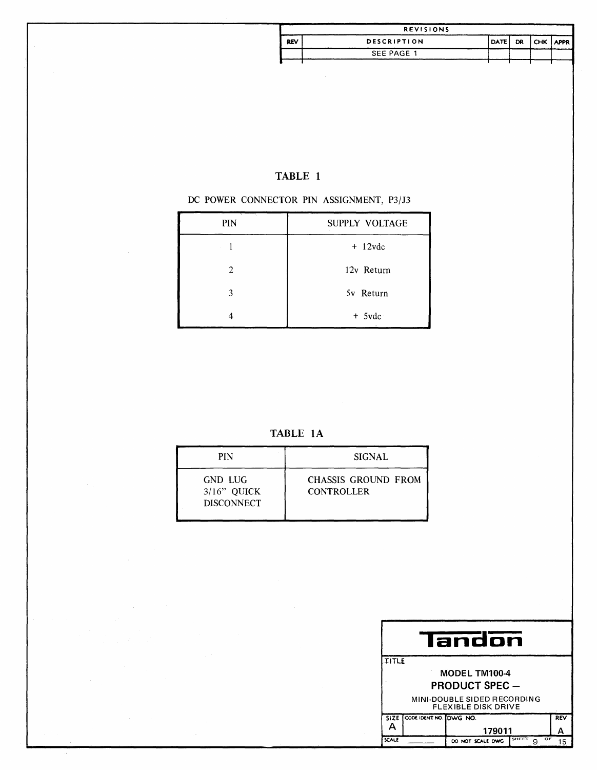| REV | DESCRIPTION | DATE | DR | CHK | APPR |
|---|---|---|---|---|---|
| | SEE PAGE 1 | | | | |

## TABLE 1

DC POWER CONNECTOR PIN ASSIGNMENT, P3/J3

| PIN | SUPPLY VOLTAGE |
|---|---|
| 1 | + 12vdc |
| 2 | 12v Return |
| 3 | 5v Return |
| 4 | + 5vdc |

## TABLE 1A

| PIN | SIGNAL |
|---|---|
| GND LUG 3/16" QUICK DISCONNECT | CHASSIS GROUND FROM CONTROLLER |

**Tandon**

TITLE: MODEL TM100-4 PRODUCT SPEC – MINI-DOUBLE SIDED RECORDING FLEXIBLE DISK DRIVE

| SIZE | CODE IDENT NO. | DWG NO. | REV |
|---|---|---|---|
| A | | 179011 | A |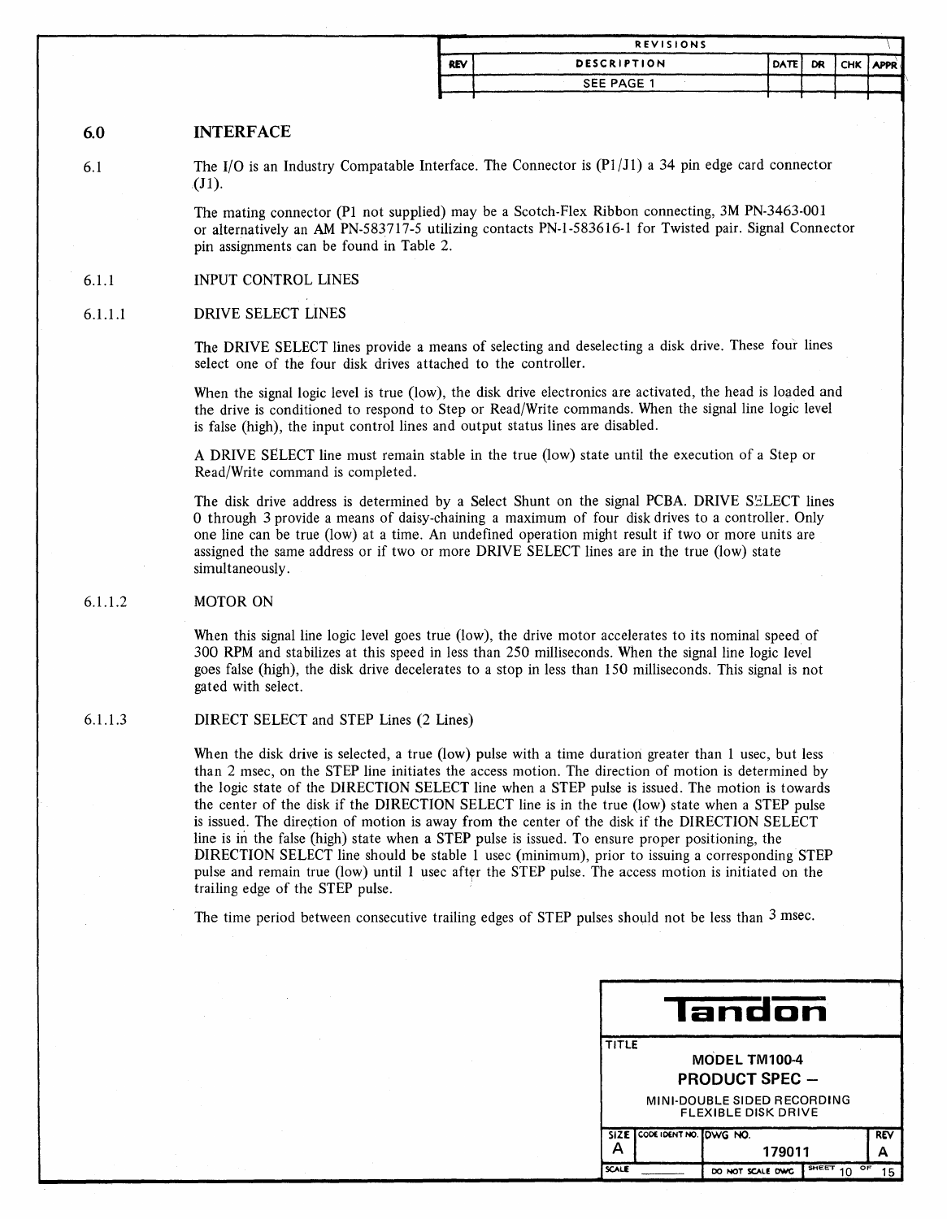## 6.0 INTERFACE

6.1 The I/O is an Industry Compatable Interface. The Connector is (P1/J1) a 34 pin edge card connector (J1).

The mating connector (P1 not supplied) may be a Scotch-Flex Ribbon connecting, 3M PN-3463-001 or alternatively an AM PN-583717-5 utilizing contacts PN-1-583616-1 for Twisted pair. Signal Connector pin assignments can be found in Table 2.

### 6.1.1 INPUT CONTROL LINES

#### 6.1.1.1 DRIVE SELECT LINES

The DRIVE SELECT lines provide a means of selecting and deselecting a disk drive. These four lines select one of the four disk drives attached to the controller.

When the signal logic level is true (low), the disk drive electronics are activated, the head is loaded and the drive is conditioned to respond to Step or Read/Write commands. When the signal line logic level is false (high), the input control lines and output status lines are disabled.

A DRIVE SELECT line must remain stable in the true (low) state until the execution of a Step or Read/Write command is completed.

The disk drive address is determined by a Select Shunt on the signal PCBA. DRIVE SELECT lines 0 through 3 provide a means of daisy-chaining a maximum of four disk drives to a controller. Only one line can be true (low) at a time. An undefined operation might result if two or more units are assigned the same address or if two or more DRIVE SELECT lines are in the true (low) state simultaneously.

#### 6.1.1.2 MOTOR ON

When this signal line logic level goes true (low), the drive motor accelerates to its nominal speed of 300 RPM and stabilizes at this speed in less than 250 milliseconds. When the signal line logic level goes false (high), the disk drive decelerates to a stop in less than 150 milliseconds. This signal is not gated with select.

#### 6.1.1.3 DIRECT SELECT and STEP Lines (2 Lines)

When the disk drive is selected, a true (low) pulse with a time duration greater than 1 usec, but less than 2 msec, on the STEP line initiates the access motion. The direction of motion is determined by the logic state of the DIRECTION SELECT line when a STEP pulse is issued. The motion is towards the center of the disk if the DIRECTION SELECT line is in the true (low) state when a STEP pulse is issued. The direction of motion is away from the center of the disk if the DIRECTION SELECT line is in the false (high) state when a STEP pulse is issued. To ensure proper positioning, the DIRECTION SELECT line should be stable 1 usec (minimum), prior to issuing a corresponding STEP pulse and remain true (low) until 1 usec after the STEP pulse. The access motion is initiated on the trailing edge of the STEP pulse.

The time period between consecutive trailing edges of STEP pulses should not be less than 3 msec.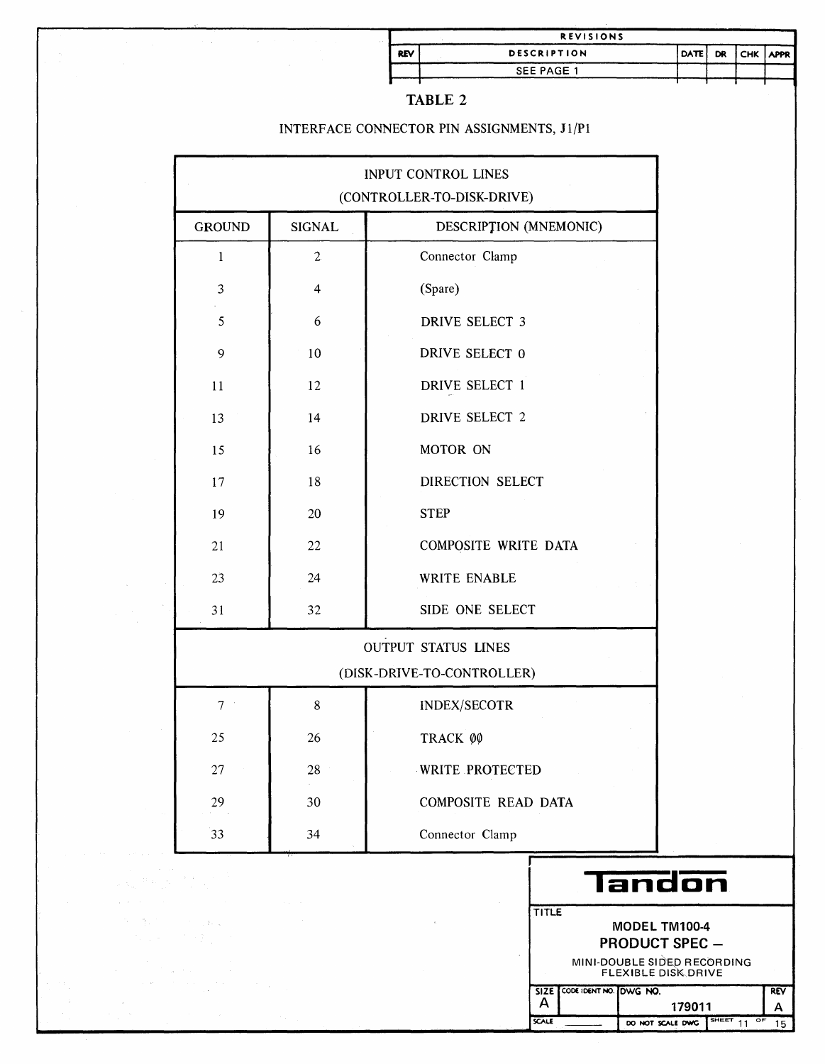| REVISIONS | | | | | |
|---|---|---|---|---|---|
| REV | DESCRIPTION | DATE | DR | CHK | APPR |
| | SEE PAGE 1 | | | | |

## TABLE 2

INTERFACE CONNECTOR PIN ASSIGNMENTS, J1/P1

| GROUND | SIGNAL | DESCRIPTION (MNEMONIC) |
|---|---|---|
| **INPUT CONTROL LINES (CONTROLLER-TO-DISK-DRIVE)** | | |
| 1 | 2 | Connector Clamp |
| 3 | 4 | (Spare) |
| 5 | 6 | DRIVE SELECT 3 |
| 9 | 10 | DRIVE SELECT 0 |
| 11 | 12 | DRIVE SELECT 1 |
| 13 | 14 | DRIVE SELECT 2 |
| 15 | 16 | MOTOR ON |
| 17 | 18 | DIRECTION SELECT |
| 19 | 20 | STEP |
| 21 | 22 | COMPOSITE WRITE DATA |
| 23 | 24 | WRITE ENABLE |
| 31 | 32 | SIDE ONE SELECT |
| **OUTPUT STATUS LINES (DISK-DRIVE-TO-CONTROLLER)** | | |
| 7 | 8 | INDEX/SECOTR |
| 25 | 26 | TRACK ØØ |
| 27 | 28 | WRITE PROTECTED |
| 29 | 30 | COMPOSITE READ DATA |
| 33 | 34 | Connector Clamp |

Tandon

TITLE: MODEL TM100-4 PRODUCT SPEC – MINI-DOUBLE SIDED RECORDING FLEXIBLE DISK DRIVE

| SIZE | CODE IDENT NO. | DWG NO. | REV |
|---|---|---|---|
| A | | 179011 | A |
| SCALE | | DO NOT SCALE DWG | SHEET 11 OF 15 |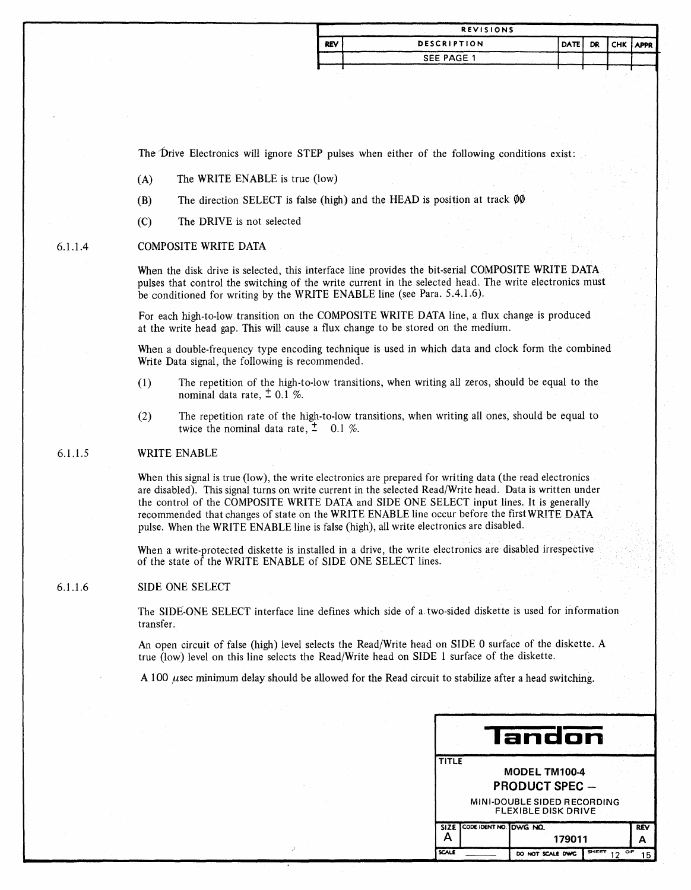The Drive Electronics will ignore STEP pulses when either of the following conditions exist:

(A) The WRITE ENABLE is true (low)

(B) The direction SELECT is false (high) and the HEAD is position at track ØØ

(C) The DRIVE is not selected

6.1.1.4 COMPOSITE WRITE DATA

When the disk drive is selected, this interface line provides the bit-serial COMPOSITE WRITE DATA pulses that control the switching of the write current in the selected head. The write electronics must be conditioned for writing by the WRITE ENABLE line (see Para. 5.4.1.6).

For each high-to-low transition on the COMPOSITE WRITE DATA line, a flux change is produced at the write head gap. This will cause a flux change to be stored on the medium.

When a double-frequency type encoding technique is used in which data and clock form the combined Write Data signal, the following is recommended.

(1) The repetition of the high-to-low transitions, when writing all zeros, should be equal to the nominal data rate, ± 0.1 %.

(2) The repetition rate of the high-to-low transitions, when writing all ones, should be equal to twice the nominal data rate, ± 0.1 %.

6.1.1.5 WRITE ENABLE

When this signal is true (low), the write electronics are prepared for writing data (the read electronics are disabled). This signal turns on write current in the selected Read/Write head. Data is written under the control of the COMPOSITE WRITE DATA and SIDE ONE SELECT input lines. It is generally recommended that changes of state on the WRITE ENABLE line occur before the first WRITE DATA pulse. When the WRITE ENABLE line is false (high), all write electronics are disabled.

When a write-protected diskette is installed in a drive, the write electronics are disabled irrespective of the state of the WRITE ENABLE of SIDE ONE SELECT lines.

6.1.1.6 SIDE ONE SELECT

The SIDE-ONE SELECT interface line defines which side of a two-sided diskette is used for information transfer.

An open circuit of false (high) level selects the Read/Write head on SIDE 0 surface of the diskette. A true (low) level on this line selects the Read/Write head on SIDE 1 surface of the diskette.

A 100 $\mu$sec minimum delay should be allowed for the Read circuit to stabilize after a head switching.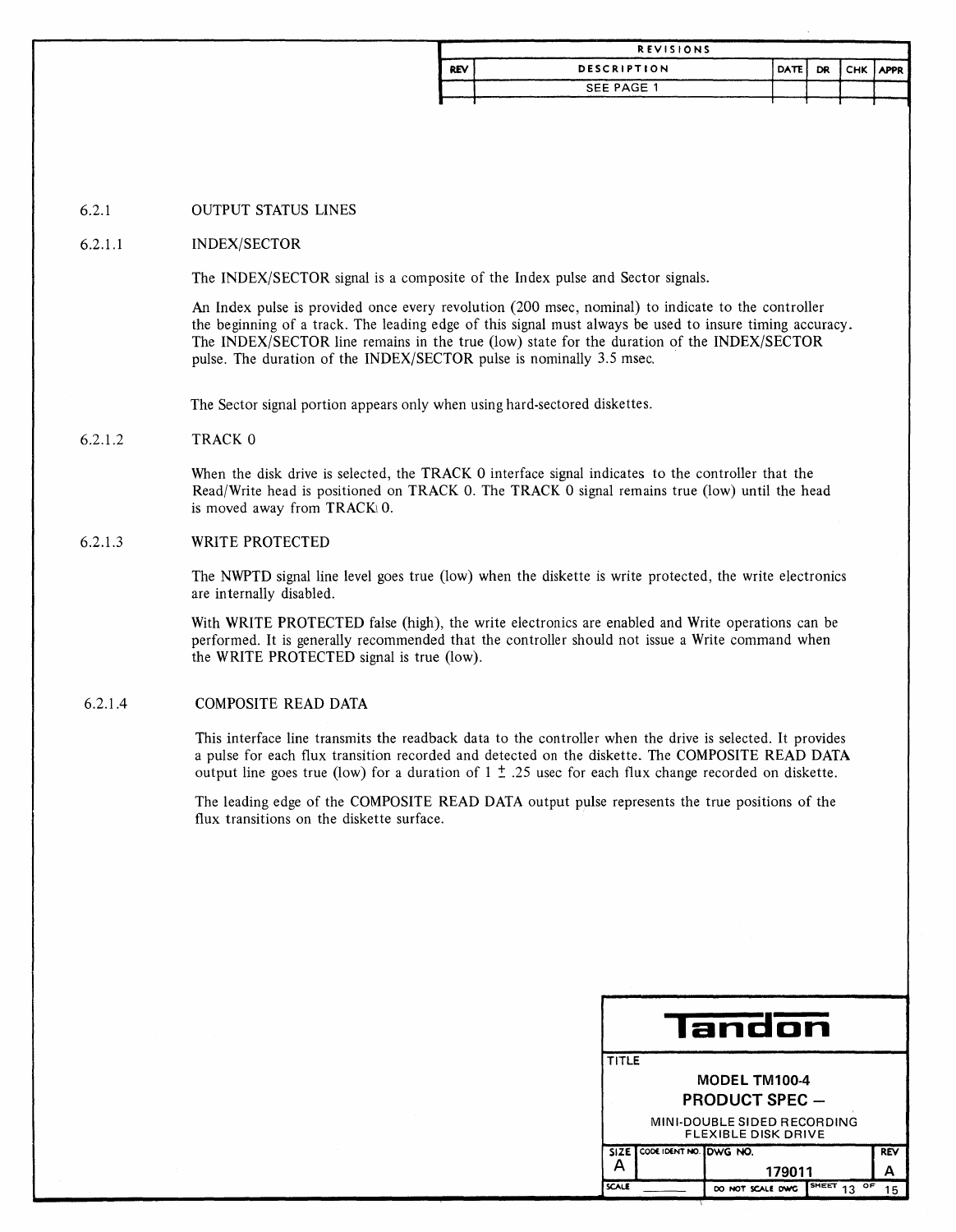### 6.2.1 OUTPUT STATUS LINES

#### 6.2.1.1 INDEX/SECTOR

The INDEX/SECTOR signal is a composite of the Index pulse and Sector signals.

An Index pulse is provided once every revolution (200 msec, nominal) to indicate to the controller the beginning of a track. The leading edge of this signal must always be used to insure timing accuracy. The INDEX/SECTOR line remains in the true (low) state for the duration of the INDEX/SECTOR pulse. The duration of the INDEX/SECTOR pulse is nominally 3.5 msec.

The Sector signal portion appears only when using hard-sectored diskettes.

#### 6.2.1.2 TRACK 0

When the disk drive is selected, the TRACK 0 interface signal indicates to the controller that the Read/Write head is positioned on TRACK 0. The TRACK 0 signal remains true (low) until the head is moved away from TRACK 0.

#### 6.2.1.3 WRITE PROTECTED

The NWPTD signal line level goes true (low) when the diskette is write protected, the write electronics are internally disabled.

With WRITE PROTECTED false (high), the write electronics are enabled and Write operations can be performed. It is generally recommended that the controller should not issue a Write command when the WRITE PROTECTED signal is true (low).

#### 6.2.1.4 COMPOSITE READ DATA

This interface line transmits the readback data to the controller when the drive is selected. It provides a pulse for each flux transition recorded and detected on the diskette. The COMPOSITE READ DATA output line goes true (low) for a duration of $1 \pm .25$ usec for each flux change recorded on diskette.

The leading edge of the COMPOSITE READ DATA output pulse represents the true positions of the flux transitions on the diskette surface.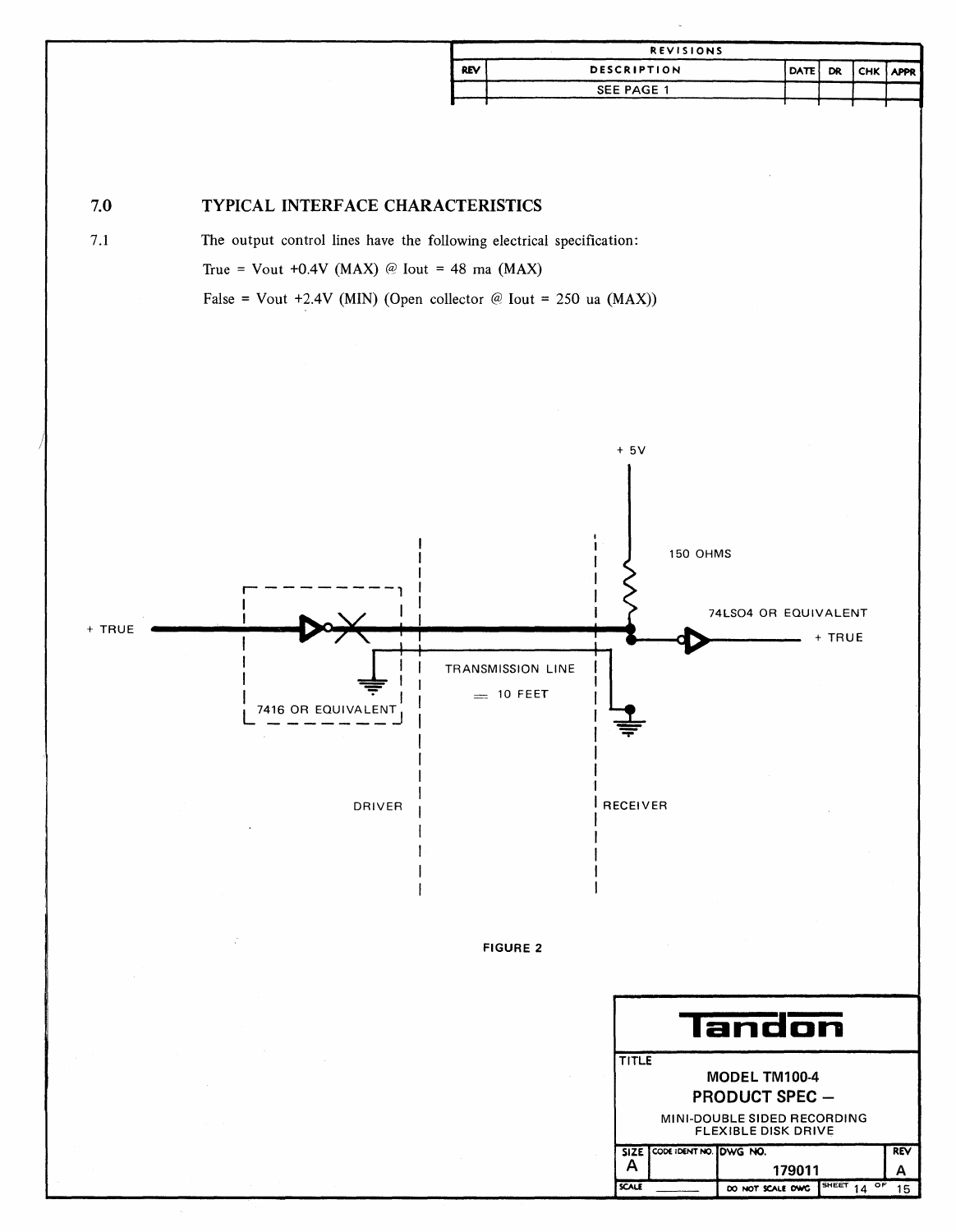## 7.0 TYPICAL INTERFACE CHARACTERISTICS

7.1 The output control lines have the following electrical specification:

True = Vout +0.4V (MAX) @ Iout = 48 ma (MAX)

False = Vout +2.4V (MIN) (Open collector @ Iout = 250 ua (MAX))

+ 5V

150 OHMS

74LS04 OR EQUIVALENT

+ TRUE

+ TRUE

7416 OR EQUIVALENT

TRANSMISSION LINE

≔ 10 FEET

DRIVER

RECEIVER

FIGURE 2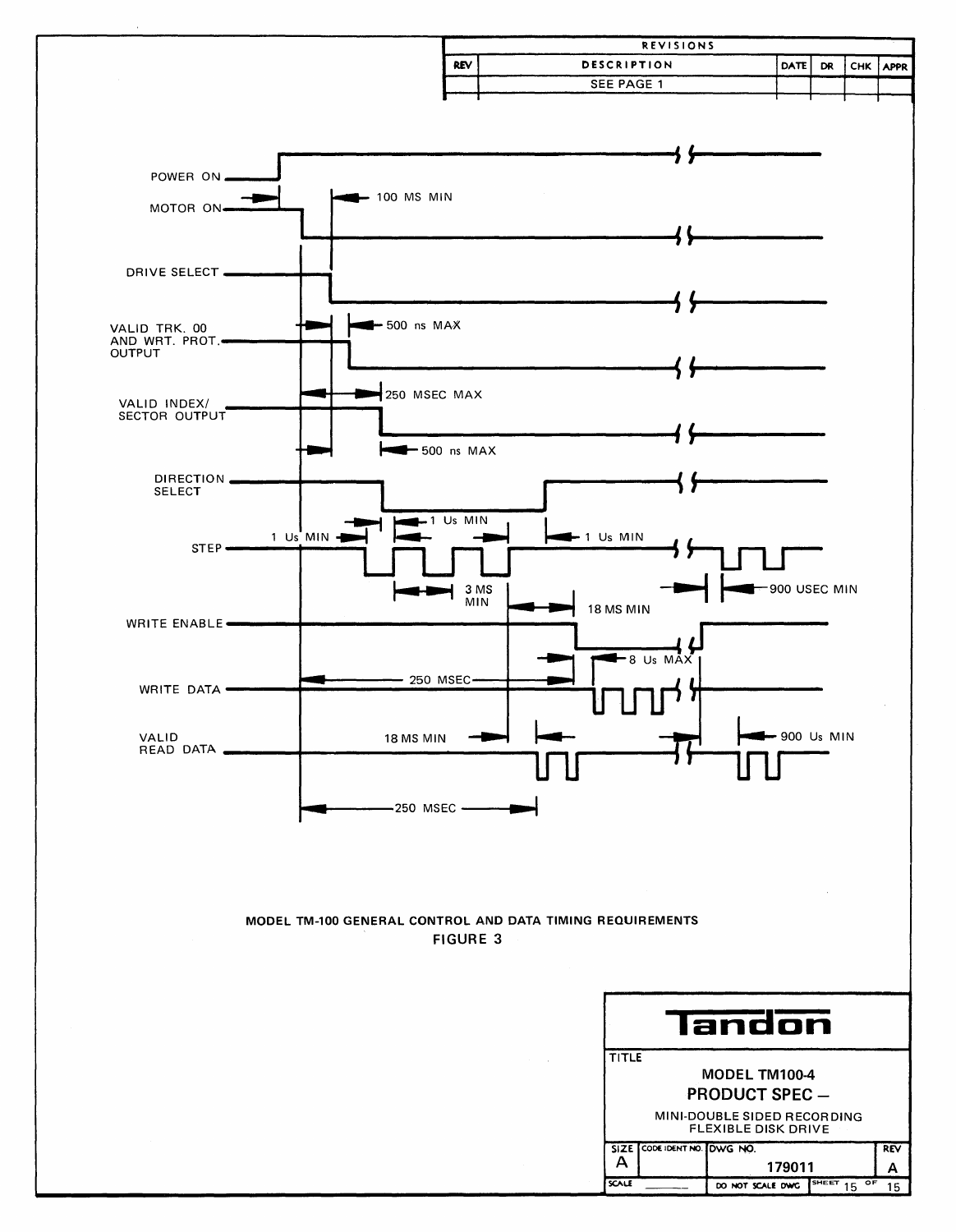| REVISIONS | | | | | |
|---|---|---|---|---|---|
| REV | DESCRIPTION | DATE | DR | CHK | APPR |
| | SEE PAGE 1 | | | | |

POWER ON

MOTOR ON — 100 MS MIN

DRIVE SELECT

VALID TRK. 00 AND WRT. PROT. OUTPUT — 500 ns MAX

VALID INDEX/ SECTOR OUTPUT — 250 MSEC MAX — 500 ns MAX

DIRECTION SELECT

STEP — 1 Us MIN — 1 Us MIN — 1 Us MIN — 3 MS MIN — 18 MS MIN — 900 USEC MIN

WRITE ENABLE

WRITE DATA — 250 MSEC — 8 Us MAX

VALID READ DATA — 18 MS MIN — 900 Us MIN

250 MSEC

MODEL TM-100 GENERAL CONTROL AND DATA TIMING REQUIREMENTS
FIGURE 3

**Tandon**

TITLE
**MODEL TM100-4**
**PRODUCT SPEC –**
MINI-DOUBLE SIDED RECORDING FLEXIBLE DISK DRIVE

| SIZE | CODE IDENT NO. | DWG NO. | REV |
|---|---|---|---|
| A | | 179011 | A |
| SCALE | | DO NOT SCALE DWG | SHEET 15 OF 15 |